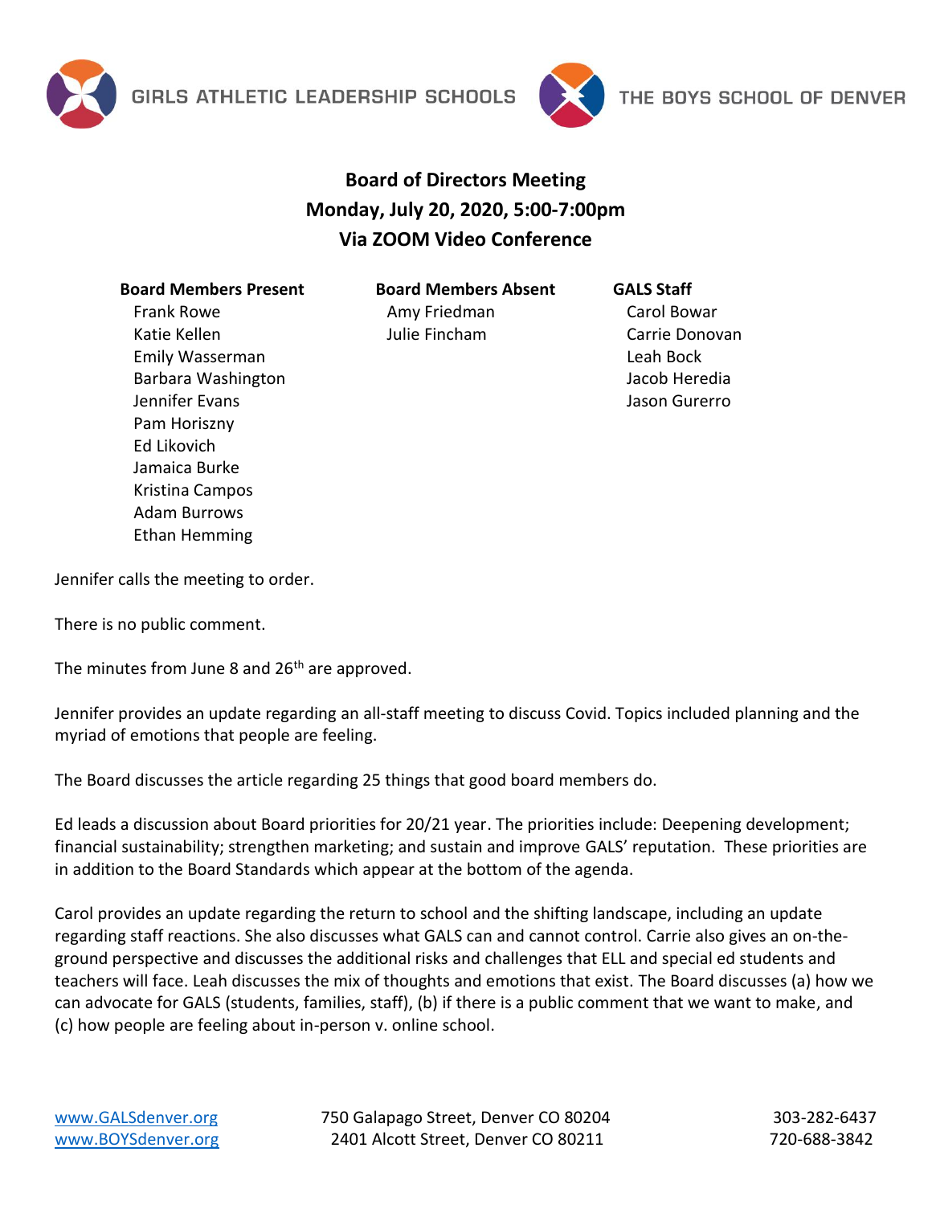GIRLS ATHLETIC LEADERSHIP SCHOOLS

THE BOYS SCHOOL OF DENVER

# Board of Directors Meeting
## Monday, July 20, 2020, 5:00-7:00pm
## Via ZOOM Video Conference

**Board Members Present**
Frank Rowe
Katie Kellen
Emily Wasserman
Barbara Washington
Jennifer Evans
Pam Horiszny
Ed Likovich
Jamaica Burke
Kristina Campos
Adam Burrows
Ethan Hemming

**Board Members Absent**
Amy Friedman
Julie Fincham

**GALS Staff**
Carol Bowar
Carrie Donovan
Leah Bock
Jacob Heredia
Jason Gurerro

Jennifer calls the meeting to order.

There is no public comment.

The minutes from June 8 and 26th are approved.

Jennifer provides an update regarding an all-staff meeting to discuss Covid. Topics included planning and the myriad of emotions that people are feeling.

The Board discusses the article regarding 25 things that good board members do.

Ed leads a discussion about Board priorities for 20/21 year. The priorities include: Deepening development; financial sustainability; strengthen marketing; and sustain and improve GALS' reputation. These priorities are in addition to the Board Standards which appear at the bottom of the agenda.

Carol provides an update regarding the return to school and the shifting landscape, including an update regarding staff reactions. She also discusses what GALS can and cannot control. Carrie also gives an on-the-ground perspective and discusses the additional risks and challenges that ELL and special ed students and teachers will face. Leah discusses the mix of thoughts and emotions that exist. The Board discusses (a) how we can advocate for GALS (students, families, staff), (b) if there is a public comment that we want to make, and (c) how people are feeling about in-person v. online school.

www.GALSdenver.org | 750 Galapago Street, Denver CO 80204 | 303-282-6437
www.BOYSdenver.org | 2401 Alcott Street, Denver CO 80211 | 720-688-3842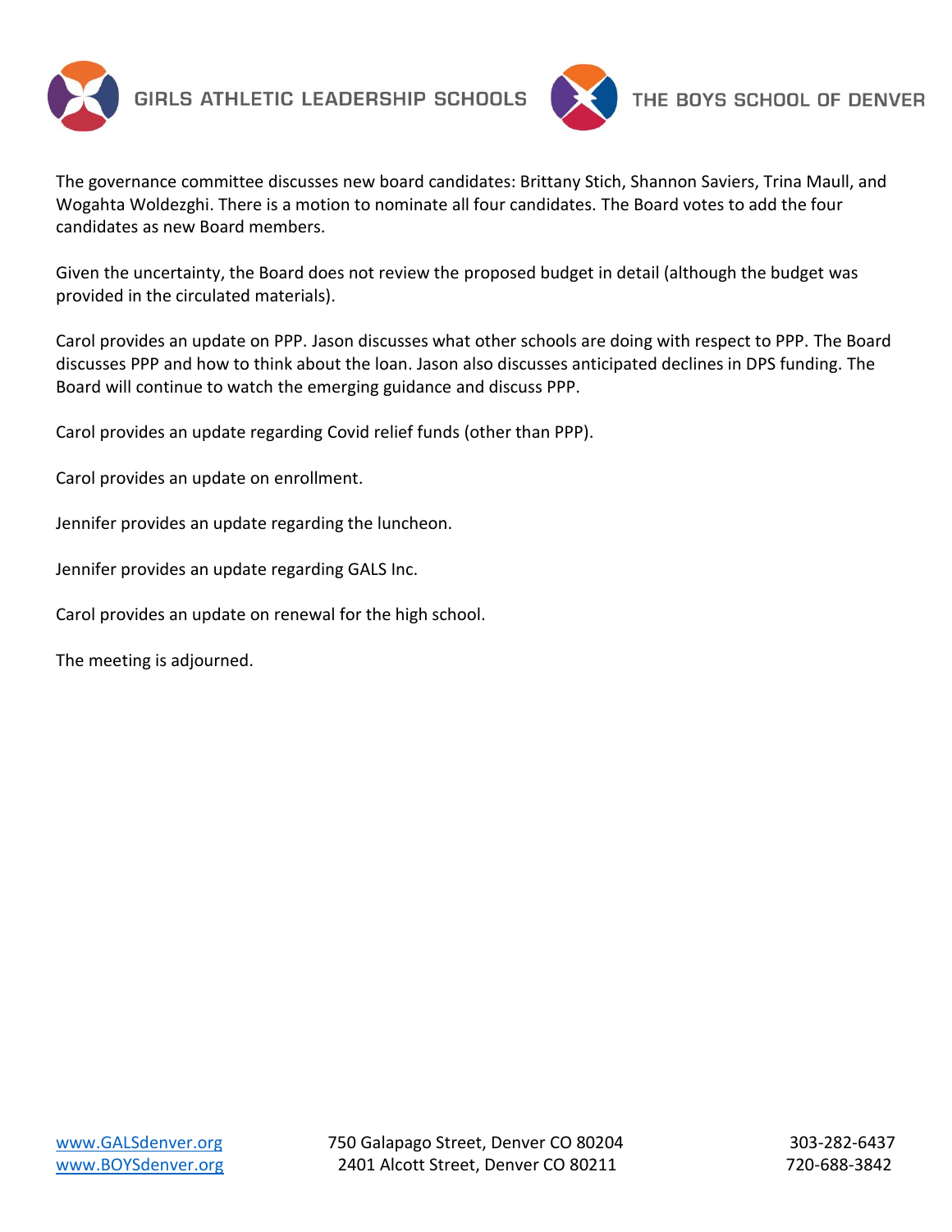The governance committee discusses new board candidates: Brittany Stich, Shannon Saviers, Trina Maull, and Wogahta Woldezghi. There is a motion to nominate all four candidates. The Board votes to add the four candidates as new Board members.

Given the uncertainty, the Board does not review the proposed budget in detail (although the budget was provided in the circulated materials).

Carol provides an update on PPP. Jason discusses what other schools are doing with respect to PPP. The Board discusses PPP and how to think about the loan. Jason also discusses anticipated declines in DPS funding. The Board will continue to watch the emerging guidance and discuss PPP.

Carol provides an update regarding Covid relief funds (other than PPP).

Carol provides an update on enrollment.

Jennifer provides an update regarding the luncheon.

Jennifer provides an update regarding GALS Inc.

Carol provides an update on renewal for the high school.

The meeting is adjourned.